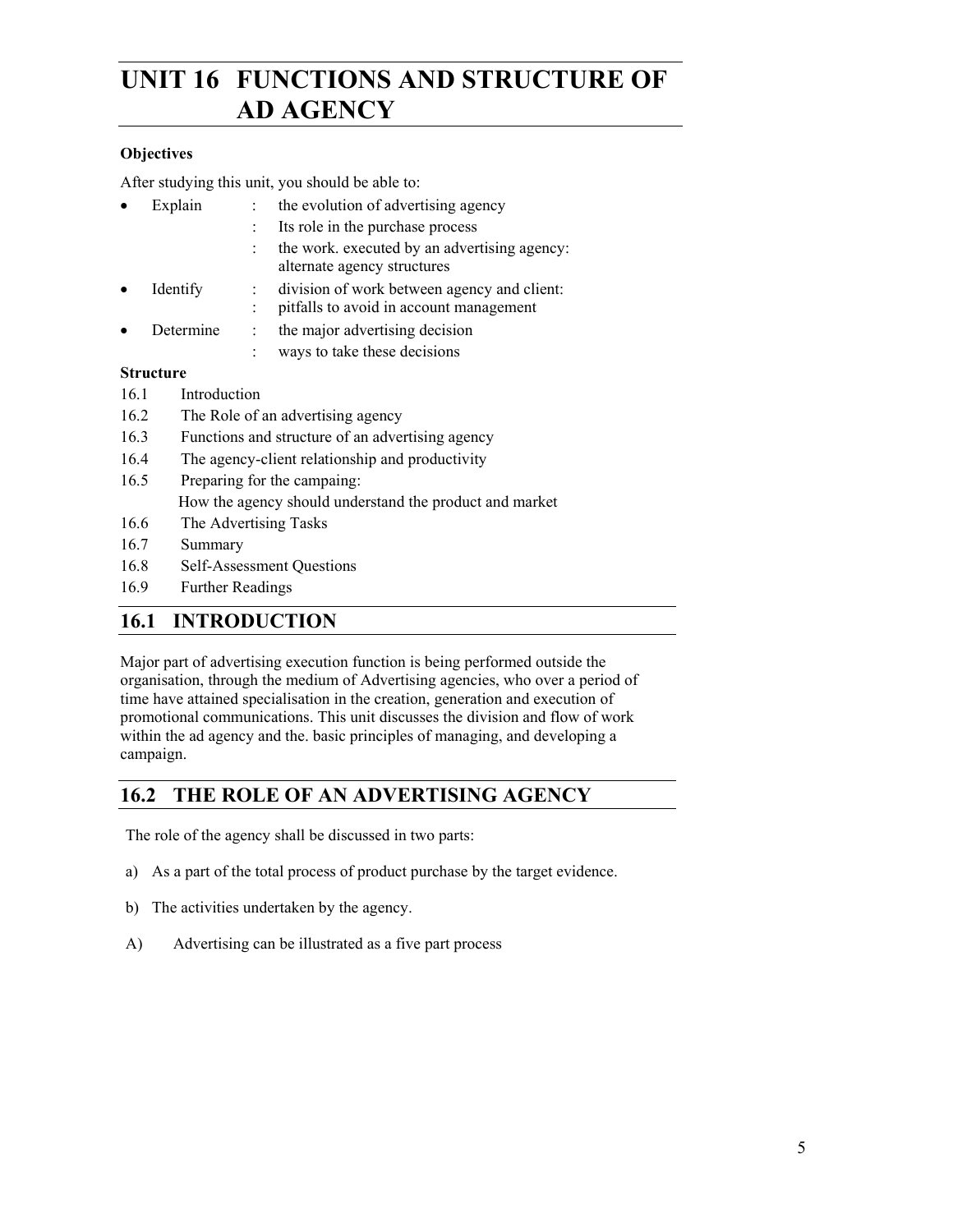# UNIT 16 FUNCTIONS AND STRUCTURE OF AD AGENCY

**Objectives**

After studying this unit, you should be able to:

- Explain : the evolution of advertising agency
  : Its role in the purchase process
  : the work. executed by an advertising agency: alternate agency structures
- Identify : division of work between agency and client:
  : pitfalls to avoid in account management
- Determine : the major advertising decision
  : ways to take these decisions

**Structure**

16.1 Introduction

16.2 The Role of an advertising agency

16.3 Functions and structure of an advertising agency

16.4 The agency-client relationship and productivity

16.5 Preparing for the campaing:
How the agency should understand the product and market

16.6 The Advertising Tasks

16.7 Summary

16.8 Self-Assessment Questions

16.9 Further Readings

## 16.1 INTRODUCTION

Major part of advertising execution function is being performed outside the organisation, through the medium of Advertising agencies, who over a period of time have attained specialisation in the creation, generation and execution of promotional communications. This unit discusses the division and flow of work within the ad agency and the. basic principles of managing, and developing a campaign.

## 16.2 THE ROLE OF AN ADVERTISING AGENCY

The role of the agency shall be discussed in two parts:

a) As a part of the total process of product purchase by the target evidence.

b) The activities undertaken by the agency.

A) Advertising can be illustrated as a five part process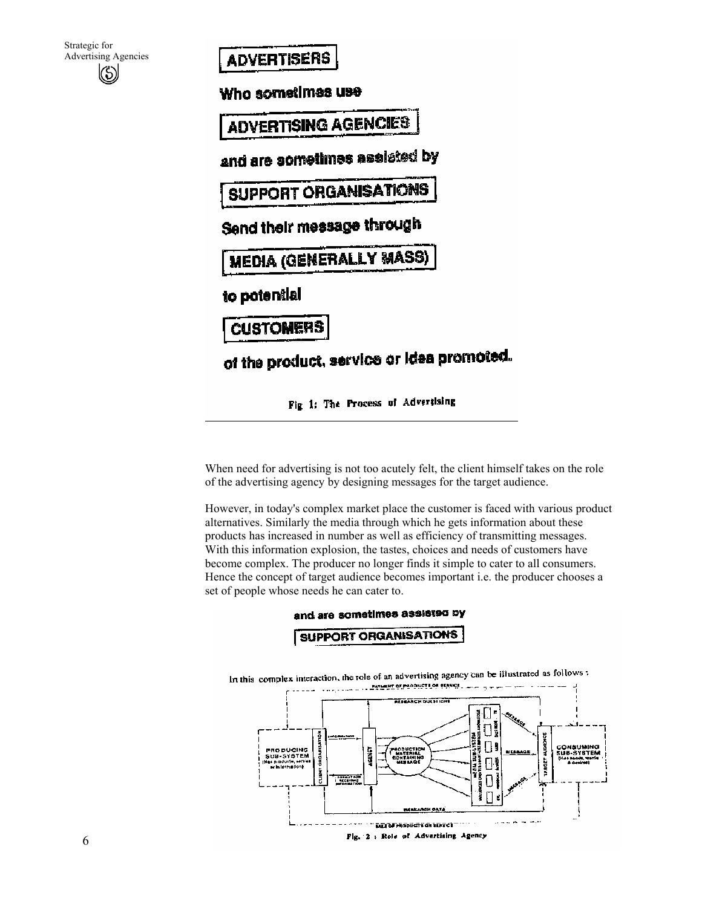ADVERTISERS

Who sometimes use

ADVERTISING AGENCIES

and are sometimes assisted by

SUPPORT ORGANISATIONS

Send their message through

MEDIA (GENERALLY MASS)

to potential

CUSTOMERS

of the product, service or idea promoted.

Fig 1: The Process of Advertising

When need for advertising is not too acutely felt, the client himself takes on the role of the advertising agency by designing messages for the target audience.

However, in today's complex market place the customer is faced with various product alternatives. Similarly the media through which he gets information about these products has increased in number as well as efficiency of transmitting messages. With this information explosion, the tastes, choices and needs of customers have become complex. The producer no longer finds it simple to cater to all consumers. Hence the concept of target audience becomes important i.e. the producer chooses a set of people whose needs he can cater to.

and are sometimes assisted by

SUPPORT ORGANISATIONS

In this complex interaction, the role of an advertising agency can be illustrated as follows :

Fig. 2 : Role of Advertising Agency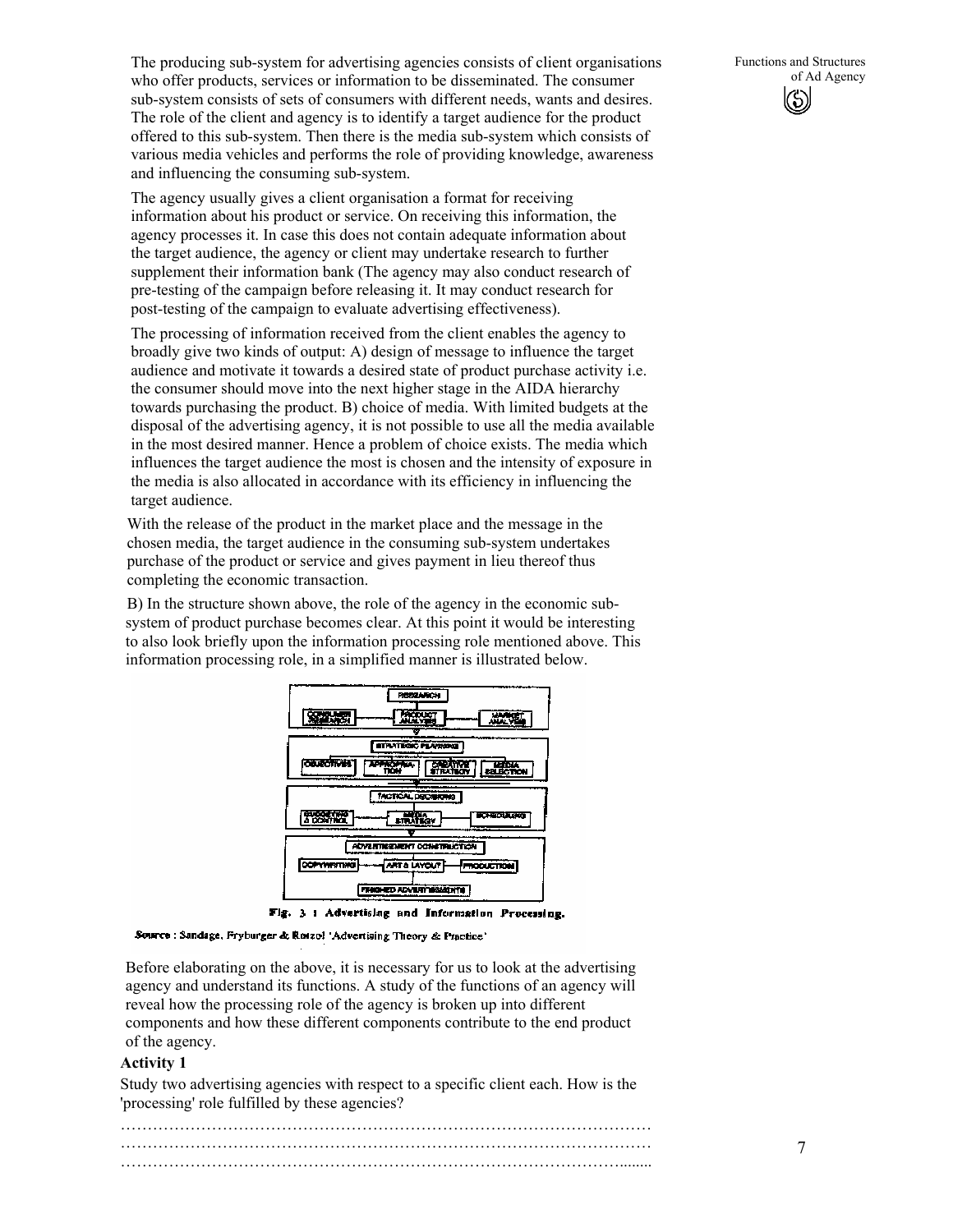The producing sub-system for advertising agencies consists of client organisations who offer products, services or information to be disseminated. The consumer sub-system consists of sets of consumers with different needs, wants and desires. The role of the client and agency is to identify a target audience for the product offered to this sub-system. Then there is the media sub-system which consists of various media vehicles and performs the role of providing knowledge, awareness and influencing the consuming sub-system.

The agency usually gives a client organisation a format for receiving information about his product or service. On receiving this information, the agency processes it. In case this does not contain adequate information about the target audience, the agency or client may undertake research to further supplement their information bank (The agency may also conduct research of pre-testing of the campaign before releasing it. It may conduct research for post-testing of the campaign to evaluate advertising effectiveness).

The processing of information received from the client enables the agency to broadly give two kinds of output: A) design of message to influence the target audience and motivate it towards a desired state of product purchase activity i.e. the consumer should move into the next higher stage in the AIDA hierarchy towards purchasing the product. B) choice of media. With limited budgets at the disposal of the advertising agency, it is not possible to use all the media available in the most desired manner. Hence a problem of choice exists. The media which influences the target audience the most is chosen and the intensity of exposure in the media is also allocated in accordance with its efficiency in influencing the target audience.

With the release of the product in the market place and the message in the chosen media, the target audience in the consuming sub-system undertakes purchase of the product or service and gives payment in lieu thereof thus completing the economic transaction.

B) In the structure shown above, the role of the agency in the economic sub-system of product purchase becomes clear. At this point it would be interesting to also look briefly upon the information processing role mentioned above. This information processing role, in a simplified manner is illustrated below.

RESEARCH: CONSUMER RESEARCH — PRODUCT ANALYSIS — MARKET ANALYSIS

STRATEGIC PLANNING: OBJECTIVES — APPROPRIATION — CREATIVE STRATEGY — MEDIA SELECTION

TACTICAL DECISIONS: BUDGETING & CONTROL — MEDIA STRATEGY — SCHEDULING

ADVERTISEMENT CONSTRUCTION: COPYWRITING — ART & LAYOUT — PRODUCTION

FINISHED ADVERTISEMENTS

**Fig. 3 : Advertising and Information Processing.**

*Source : Sandage, Fryburger & Rotzol 'Advertising Theory & Practice'*

Before elaborating on the above, it is necessary for us to look at the advertising agency and understand its functions. A study of the functions of an agency will reveal how the processing role of the agency is broken up into different components and how these different components contribute to the end product of the agency.

**Activity 1**

Study two advertising agencies with respect to a specific client each. How is the 'processing' role fulfilled by these agencies?

…………………………………………………………………………………………

…………………………………………………………………………………………

…………………………………………………………………………………………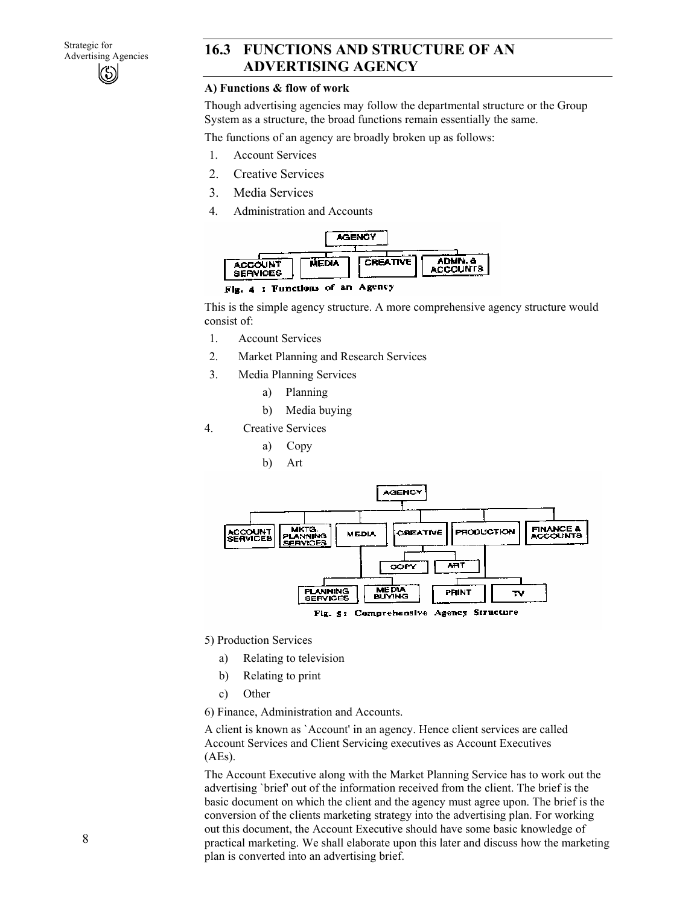## 16.3 FUNCTIONS AND STRUCTURE OF AN ADVERTISING AGENCY

**A) Functions & flow of work**

Though advertising agencies may follow the departmental structure or the Group System as a structure, the broad functions remain essentially the same.

The functions of an agency are broadly broken up as follows:

1. Account Services
2. Creative Services
3. Media Services
4. Administration and Accounts

Fig. 4 : Functions of an Agency

This is the simple agency structure. A more comprehensive agency structure would consist of:

1. Account Services
2. Market Planning and Research Services
3. Media Planning Services
   a) Planning
   b) Media buying
4. Creative Services
   a) Copy
   b) Art

Fig. 5: Comprehensive Agency Structure

5) Production Services
   a) Relating to television
   b) Relating to print
   c) Other

6) Finance, Administration and Accounts.

A client is known as `Account' in an agency. Hence client services are called Account Services and Client Servicing executives as Account Executives (AEs).

The Account Executive along with the Market Planning Service has to work out the advertising `brief' out of the information received from the client. The brief is the basic document on which the client and the agency must agree upon. The brief is the conversion of the clients marketing strategy into the advertising plan. For working out this document, the Account Executive should have some basic knowledge of practical marketing. We shall elaborate upon this later and discuss how the marketing plan is converted into an advertising brief.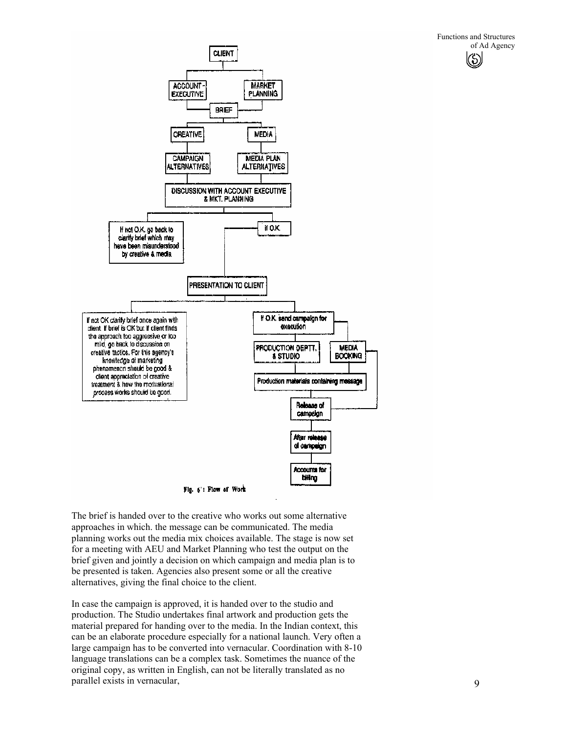CLIENT

ACCOUNT-EXECUTIVE

MARKET PLANNING

BRIEF

CREATIVE

MEDIA

CAMPAIGN ALTERNATIVES

MEDIA PLAN ALTERNATIVES

DISCUSSION WITH ACCOUNT EXECUTIVE & MKT. PLANNING

If not O.K. go back to clarify brief which may have been misunderstood by creative & media

If O.K.

PRESENTATION TO CLIENT

If not OK clarify brief once again with client. If brief is OK but if client finds the approach too aggressive or too mild, go back to discussion on creative tactics. For this agency's knowledge of marketing phenomenon should be good & client appreciation of creative treatment & how the motivational process works should be good.

If O.K. send campaign for execution

PRODUCTION DEPTT. & STUDIO

MEDIA BOOKING

Production materials containing message

Release of campaign

After release of campaign

Accounts for billing

Fig. 6 : Flow of Work

The brief is handed over to the creative who works out some alternative approaches in which. the message can be communicated. The media planning works out the media mix choices available. The stage is now set for a meeting with AEU and Market Planning who test the output on the brief given and jointly a decision on which campaign and media plan is to be presented is taken. Agencies also present some or all the creative alternatives, giving the final choice to the client.

In case the campaign is approved, it is handed over to the studio and production. The Studio undertakes final artwork and production gets the material prepared for handing over to the media. In the Indian context, this can be an elaborate procedure especially for a national launch. Very often a large campaign has to be converted into vernacular. Coordination with 8-10 language translations can be a complex task. Sometimes the nuance of the original copy, as written in English, can not be literally translated as no parallel exists in vernacular,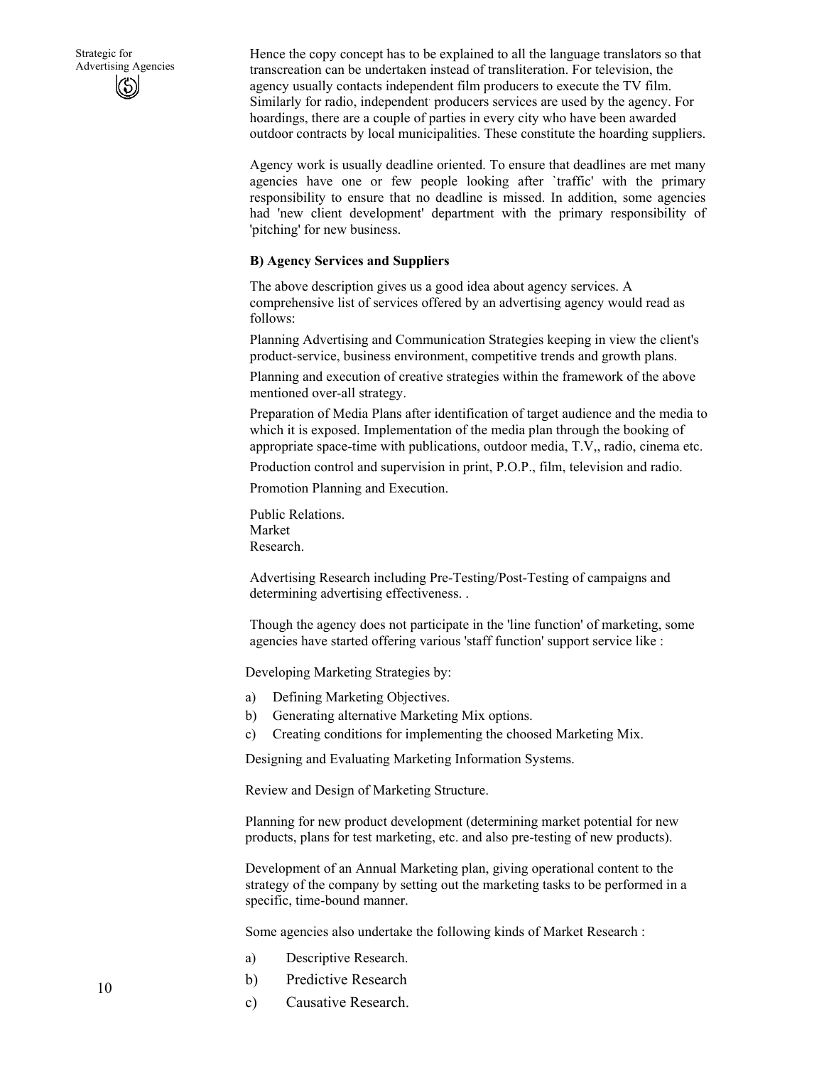Hence the copy concept has to be explained to all the language translators so that transcreation can be undertaken instead of transliteration. For television, the agency usually contacts independent film producers to execute the TV film. Similarly for radio, independent producers services are used by the agency. For hoardings, there are a couple of parties in every city who have been awarded outdoor contracts by local municipalities. These constitute the hoarding suppliers.

Agency work is usually deadline oriented. To ensure that deadlines are met many agencies have one or few people looking after `traffic' with the primary responsibility to ensure that no deadline is missed. In addition, some agencies had 'new client development' department with the primary responsibility of 'pitching' for new business.

**B) Agency Services and Suppliers**

The above description gives us a good idea about agency services. A comprehensive list of services offered by an advertising agency would read as follows:

Planning Advertising and Communication Strategies keeping in view the client's product-service, business environment, competitive trends and growth plans.

Planning and execution of creative strategies within the framework of the above mentioned over-all strategy.

Preparation of Media Plans after identification of target audience and the media to which it is exposed. Implementation of the media plan through the booking of appropriate space-time with publications, outdoor media, T.V,, radio, cinema etc.

Production control and supervision in print, P.O.P., film, television and radio.

Promotion Planning and Execution.

Public Relations.
Market
Research.

Advertising Research including Pre-Testing/Post-Testing of campaigns and determining advertising effectiveness. .

Though the agency does not participate in the 'line function' of marketing, some agencies have started offering various 'staff function' support service like :

Developing Marketing Strategies by:

a) Defining Marketing Objectives.
b) Generating alternative Marketing Mix options.
c) Creating conditions for implementing the choosed Marketing Mix.

Designing and Evaluating Marketing Information Systems.

Review and Design of Marketing Structure.

Planning for new product development (determining market potential for new products, plans for test marketing, etc. and also pre-testing of new products).

Development of an Annual Marketing plan, giving operational content to the strategy of the company by setting out the marketing tasks to be performed in a specific, time-bound manner.

Some agencies also undertake the following kinds of Market Research :

a) Descriptive Research.
b) Predictive Research
c) Causative Research.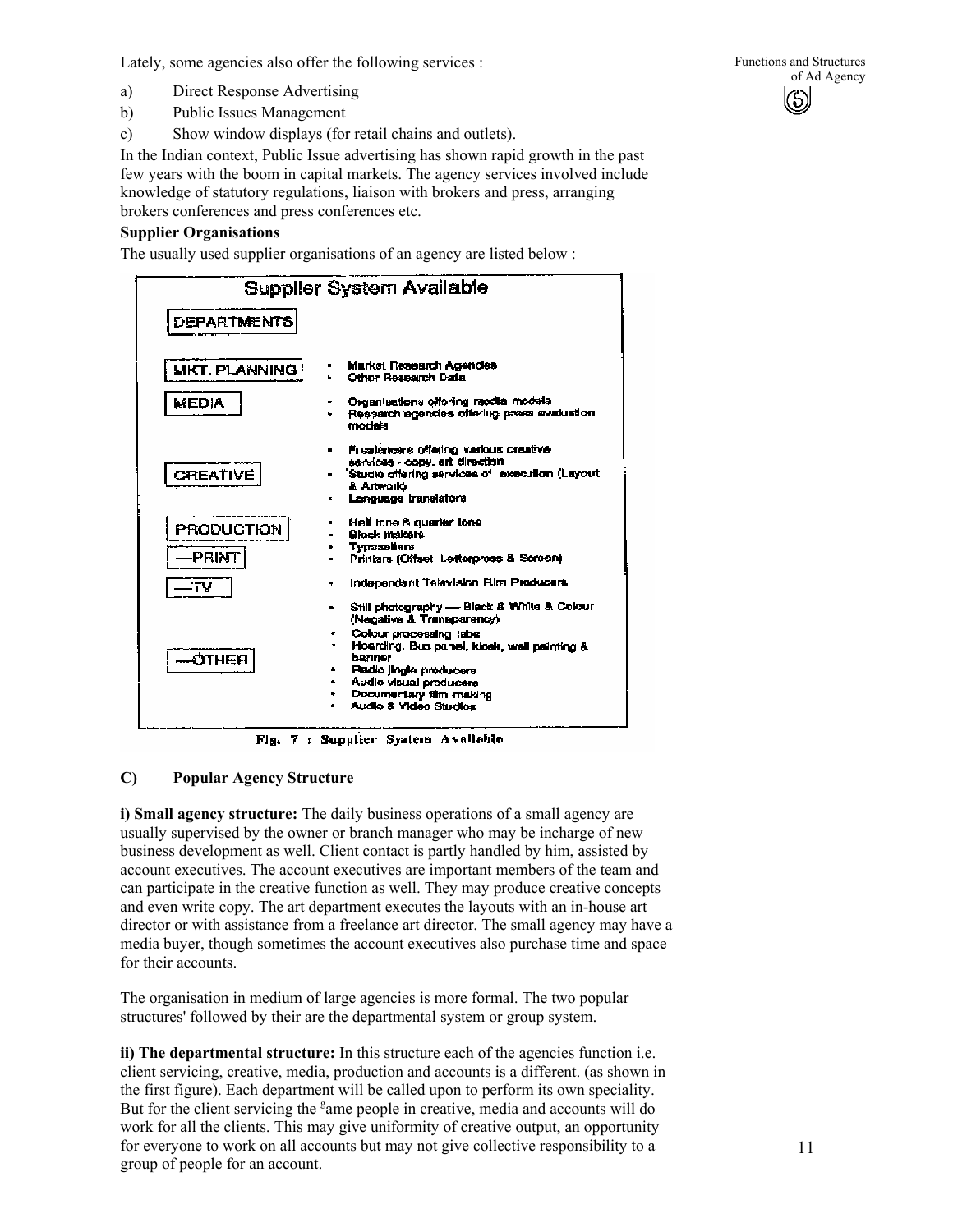Lately, some agencies also offer the following services :

a) Direct Response Advertising
b) Public Issues Management
c) Show window displays (for retail chains and outlets).

In the Indian context, Public Issue advertising has shown rapid growth in the past few years with the boom in capital markets. The agency services involved include knowledge of statutory regulations, liaison with brokers and press, arranging brokers conferences and press conferences etc.

**Supplier Organisations**

The usually used supplier organisations of an agency are listed below :

**Supplier System Available**

| DEPARTMENTS | |
|---|---|
| MKT. PLANNING | • Market Research Agencies<br>• Other Research Data |
| MEDIA | • Organisations offering media models<br>• Research agencies offering press evaluation models |
| CREATIVE | • Freelancers offering various creative services - copy, art direction<br>• Studio offering services of execution (Layout & Artwork)<br>• Language translators |
| PRODUCTION —PRINT | • Half tone & quarter tone<br>• Block makers<br>• Typesetters<br>• Printers (Offset, Letterpress & Screen) |
| —TV | • Independent Television Film Producers |
| —OTHER | • Still photography — Black & White & Colour (Negative & Transparency)<br>• Colour processing labs<br>• Hoarding, Bus panel, Kiosk, wall painting & banner<br>• Radio jingle producers<br>• Audio visual producers<br>• Documentary film making<br>• Audio & Video Studios |

Fig. 7 : Supplier System Available

**C) Popular Agency Structure**

**i) Small agency structure:** The daily business operations of a small agency are usually supervised by the owner or branch manager who may be incharge of new business development as well. Client contact is partly handled by him, assisted by account executives. The account executives are important members of the team and can participate in the creative function as well. They may produce creative concepts and even write copy. The art department executes the layouts with an in-house art director or with assistance from a freelance art director. The small agency may have a media buyer, though sometimes the account executives also purchase time and space for their accounts.

The organisation in medium of large agencies is more formal. The two popular structures' followed by their are the departmental system or group system.

**ii) The departmental structure:** In this structure each of the agencies function i.e. client servicing, creative, media, production and accounts is a different. (as shown in the first figure). Each department will be called upon to perform its own speciality. But for the client servicing the same people in creative, media and accounts will do work for all the clients. This may give uniformity of creative output, an opportunity for everyone to work on all accounts but may not give collective responsibility to a group of people for an account.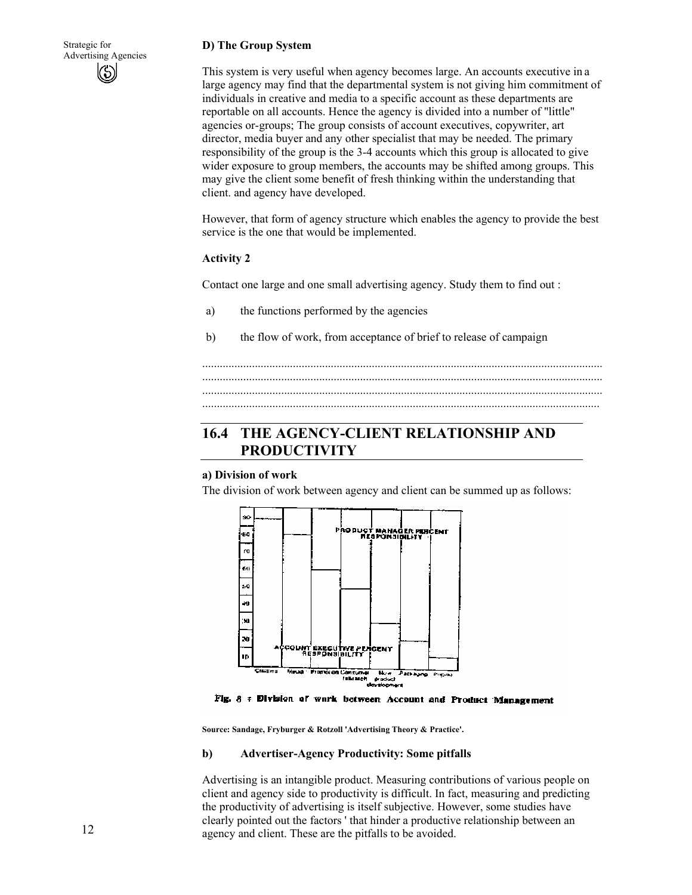### D) The Group System

This system is very useful when agency becomes large. An accounts executive in a large agency may find that the departmental system is not giving him commitment of individuals in creative and media to a specific account as these departments are reportable on all accounts. Hence the agency is divided into a number of "little" agencies or-groups; The group consists of account executives, copywriter, art director, media buyer and any other specialist that may be needed. The primary responsibility of the group is the 3-4 accounts which this group is allocated to give wider exposure to group members, the accounts may be shifted among groups. This may give the client some benefit of fresh thinking within the understanding that client. and agency have developed.

However, that form of agency structure which enables the agency to provide the best service is the one that would be implemented.

**Activity 2**

Contact one large and one small advertising agency. Study them to find out :

a) the functions performed by the agencies

b) the flow of work, from acceptance of brief to release of campaign

........................................................................................................................................
........................................................................................................................................
........................................................................................................................................
........................................................................................................................................

## 16.4 THE AGENCY-CLIENT RELATIONSHIP AND PRODUCTIVITY

**a) Division of work**

The division of work between agency and client can be summed up as follows:

Fig. 8 : Division of work between Account and Product Management

**Source: Sandage, Fryburger & Rotzoll 'Advertising Theory & Practice'.**

**b) Advertiser-Agency Productivity: Some pitfalls**

Advertising is an intangible product. Measuring contributions of various people on client and agency side to productivity is difficult. In fact, measuring and predicting the productivity of advertising is itself subjective. However, some studies have clearly pointed out the factors ' that hinder a productive relationship between an agency and client. These are the pitfalls to be avoided.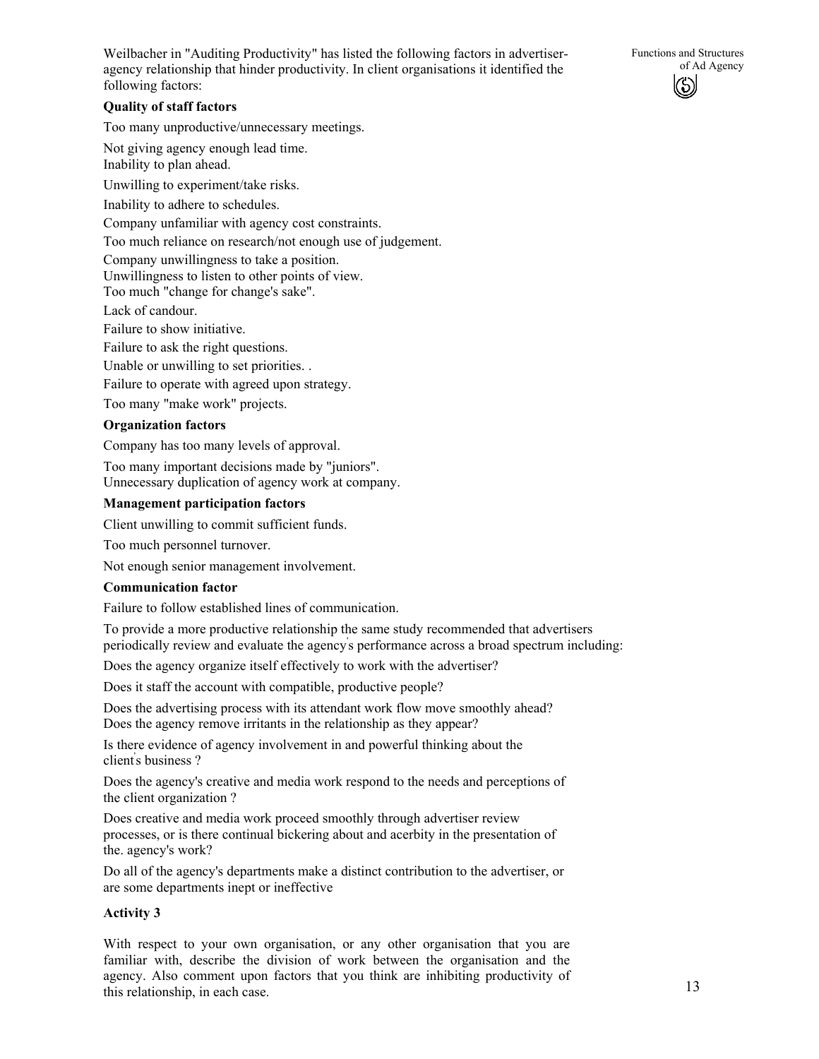Weilbacher in "Auditing Productivity" has listed the following factors in advertiser-agency relationship that hinder productivity. In client organisations it identified the following factors:

**Quality of staff factors**

Too many unproductive/unnecessary meetings.

Not giving agency enough lead time.
Inability to plan ahead.

Unwilling to experiment/take risks.

Inability to adhere to schedules.

Company unfamiliar with agency cost constraints.

Too much reliance on research/not enough use of judgement.

Company unwillingness to take a position.
Unwillingness to listen to other points of view.
Too much "change for change's sake".

Lack of candour.

Failure to show initiative.

Failure to ask the right questions.

Unable or unwilling to set priorities. .

Failure to operate with agreed upon strategy.

Too many "make work" projects.

**Organization factors**

Company has too many levels of approval.

Too many important decisions made by "juniors".
Unnecessary duplication of agency work at company.

**Management participation factors**

Client unwilling to commit sufficient funds.

Too much personnel turnover.

Not enough senior management involvement.

**Communication factor**

Failure to follow established lines of communication.

To provide a more productive relationship the same study recommended that advertisers periodically review and evaluate the agency's performance across a broad spectrum including:

Does the agency organize itself effectively to work with the advertiser?

Does it staff the account with compatible, productive people?

Does the advertising process with its attendant work flow move smoothly ahead?
Does the agency remove irritants in the relationship as they appear?

Is there evidence of agency involvement in and powerful thinking about the client's business ?

Does the agency's creative and media work respond to the needs and perceptions of the client organization ?

Does creative and media work proceed smoothly through advertiser review processes, or is there continual bickering about and acerbity in the presentation of the. agency's work?

Do all of the agency's departments make a distinct contribution to the advertiser, or are some departments inept or ineffective

**Activity 3**

With respect to your own organisation, or any other organisation that you are familiar with, describe the division of work between the organisation and the agency. Also comment upon factors that you think are inhibiting productivity of this relationship, in each case.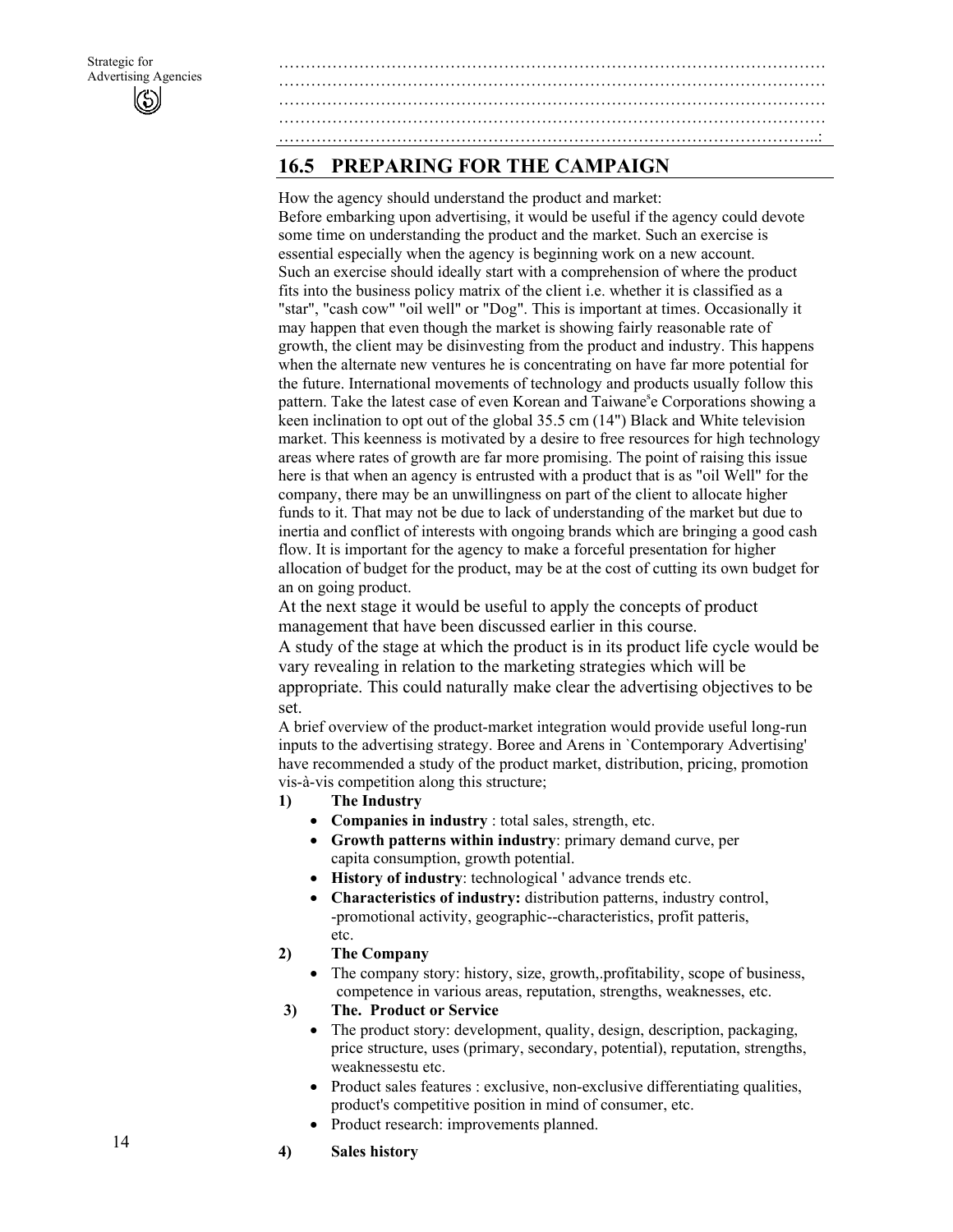…………………………………………………………………………………………
…………………………………………………………………………………………
…………………………………………………………………………………………
…………………………………………………………………………………………
……………………………………………………………………………………..:

## 16.5 PREPARING FOR THE CAMPAIGN

How the agency should understand the product and market:
Before embarking upon advertising, it would be useful if the agency could devote some time on understanding the product and the market. Such an exercise is essential especially when the agency is beginning work on a new account.
Such an exercise should ideally start with a comprehension of where the product fits into the business policy matrix of the client i.e. whether it is classified as a "star", "cash cow" "oil well" or "Dog". This is important at times. Occasionally it may happen that even though the market is showing fairly reasonable rate of growth, the client may be disinvesting from the product and industry. This happens when the alternate new ventures he is concentrating on have far more potential for the future. International movements of technology and products usually follow this pattern. Take the latest case of even Korean and Taiwane[s]e Corporations showing a keen inclination to opt out of the global 35.5 cm (14") Black and White television market. This keenness is motivated by a desire to free resources for high technology areas where rates of growth are far more promising. The point of raising this issue here is that when an agency is entrusted with a product that is as "oil Well" for the company, there may be an unwillingness on part of the client to allocate higher funds to it. That may not be due to lack of understanding of the market but due to inertia and conflict of interests with ongoing brands which are bringing a good cash flow. It is important for the agency to make a forceful presentation for higher allocation of budget for the product, may be at the cost of cutting its own budget for an on going product.

At the next stage it would be useful to apply the concepts of product management that have been discussed earlier in this course.

A study of the stage at which the product is in its product life cycle would be vary revealing in relation to the marketing strategies which will be appropriate. This could naturally make clear the advertising objectives to be set.

A brief overview of the product-market integration would provide useful long-run inputs to the advertising strategy. Boree and Arens in `Contemporary Advertising' have recommended a study of the product market, distribution, pricing, promotion vis-à-vis competition along this structure;

1) **The Industry**
   - **Companies in industry** : total sales, strength, etc.
   - **Growth patterns within industry**: primary demand curve, per capita consumption, growth potential.
   - **History of industry**: technological ' advance trends etc.
   - **Characteristics of industry:** distribution patterns, industry control, -promotional activity, geographic--characteristics, profit patteris, etc.

2) **The Company**
   - The company story: history, size, growth,.profitability, scope of business, competence in various areas, reputation, strengths, weaknesses, etc.

3) **The. Product or Service**
   - The product story: development, quality, design, description, packaging, price structure, uses (primary, secondary, potential), reputation, strengths, weaknessestu etc.
   - Product sales features : exclusive, non-exclusive differentiating qualities, product's competitive position in mind of consumer, etc.
   - Product research: improvements planned.

4) **Sales history**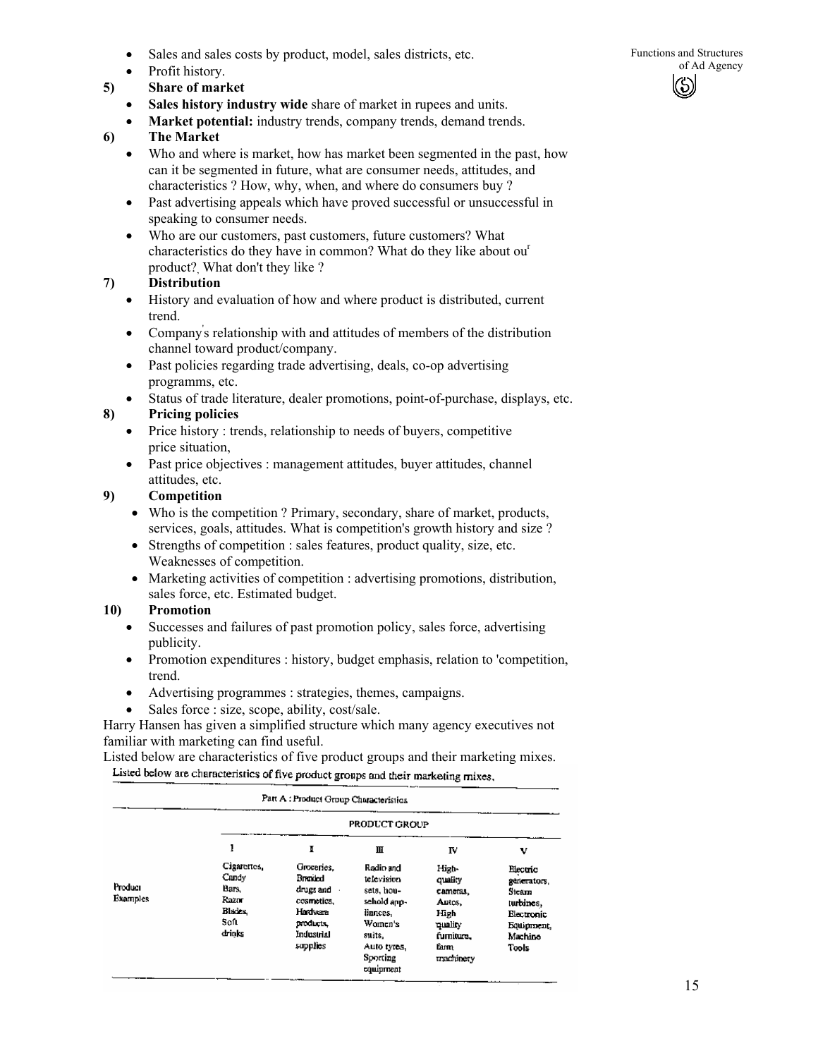- Sales and sales costs by product, model, sales districts, etc.
- Profit history.

**5) Share of market**

- **Sales history industry wide** share of market in rupees and units.
- **Market potential:** industry trends, company trends, demand trends.

**6) The Market**

- Who and where is market, how has market been segmented in the past, how can it be segmented in future, what are consumer needs, attitudes, and characteristics ? How, why, when, and where do consumers buy ?
- Past advertising appeals which have proved successful or unsuccessful in speaking to consumer needs.
- Who are our customers, past customers, future customers? What characteristics do they have in common? What do they like about our product?, What don't they like ?

**7) Distribution**

- History and evaluation of how and where product is distributed, current trend.
- Company's relationship with and attitudes of members of the distribution channel toward product/company.
- Past policies regarding trade advertising, deals, co-op advertising programms, etc.
- Status of trade literature, dealer promotions, point-of-purchase, displays, etc.

**8) Pricing policies**

- Price history : trends, relationship to needs of buyers, competitive price situation,
- Past price objectives : management attitudes, buyer attitudes, channel attitudes, etc.

**9) Competition**

- Who is the competition ? Primary, secondary, share of market, products, services, goals, attitudes. What is competition's growth history and size ?
- Strengths of competition : sales features, product quality, size, etc. Weaknesses of competition.
- Marketing activities of competition : advertising promotions, distribution, sales force, etc. Estimated budget.

**10) Promotion**

- Successes and failures of past promotion policy, sales force, advertising publicity.
- Promotion expenditures : history, budget emphasis, relation to 'competition, trend.
- Advertising programmes : strategies, themes, campaigns.
- Sales force : size, scope, ability, cost/sale.

Harry Hansen has given a simplified structure which many agency executives not familiar with marketing can find useful.

Listed below are characteristics of five product groups and their marketing mixes.

Listed below are characteristics of five product groups and their marketing mixes.

Part A : Product Group Characteristics

| | PRODUCT GROUP | | | | |
|---|---|---|---|---|---|
| | I | II | III | IV | V |
| Product Examples | Cigarettes, Candy Bars, Razor Blades, Soft drinks | Groceries, Branded drugs and cosmetics, Hardware products, Industrial supplies | Radio and television sets, household appliances, Women's suits, Auto tyres, Sporting equipment | High-quality cameras, Autos, High quality furniture, farm machinery | Electric generators, Steam turbines, Electronic Equipment, Machine Tools |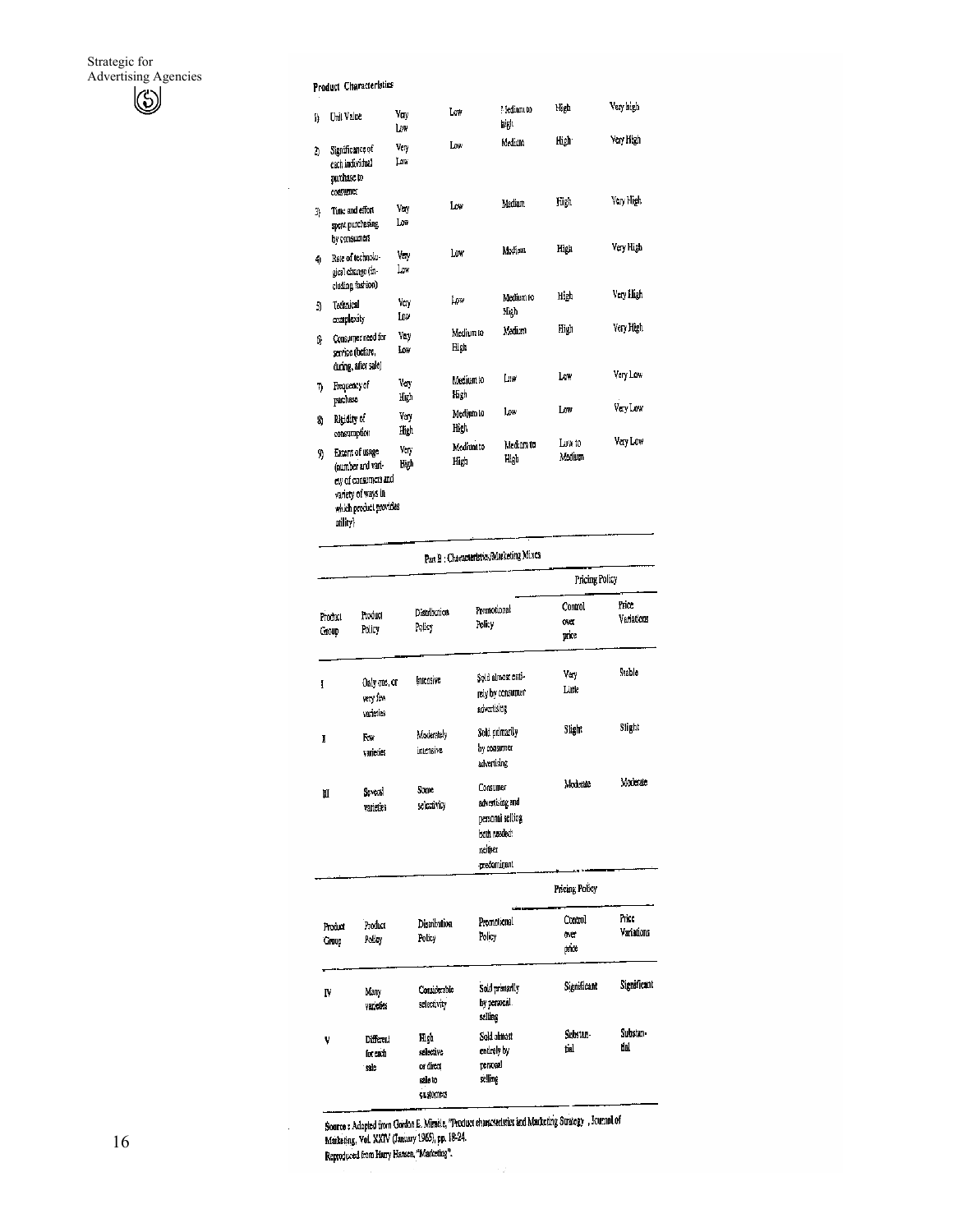**Product Characteristics**

| | | | | | | |
|---|---|---|---|---|---|---|
| 1) | Unit Value | Very Low | Low | Medium to high | High | Very high |
| 2) | Significance of each individual purchase to consumer | Very Low | Low | Medium | High | Very High |
| 3) | Time and effort spent purchasing by consumers | Very Low | Low | Medium | High | Very High |
| 4) | Rate of technological change (including fashion) | Very Low | Low | Medium | High | Very High |
| 5) | Technical complexity | Very Low | Low | Medium to High | High | Very High |
| 6) | Consumer need for service (before, during, after sale) | Very Low | Medium to High | Medium | High | Very High |
| 7) | Frequency of purchase | Very High | Medium to High | Low | Low | Very Low |
| 8) | Rigidity of consumption | Very High | Medium to High | Low | Low | Very Low |
| 9) | Extent of usage (number and variety of consumers and variety of ways in which product provides utility) | Very High | Medium to High | Medium to High | Low to Medium | Very Low |

**Part B : Characteristics/Marketing Mixes**

| Product Group | Product Policy | Distribution Policy | Promotional Policy | Pricing Policy: Control over price | Pricing Policy: Price Variations |
|---|---|---|---|---|---|
| I | Only one, or very few varieties | Intensive | Sold almost entirely by consumer advertising | Very Little | Stable |
| II | Few varieties | Moderately intensive | Sold primarily by consumer advertising | Slight | Slight |
| III | Several varieties | Some selectivity | Consumer advertising and personal selling both needed: neither predominant | Moderate | Moderate |
| IV | Many varieties | Considerable selectivity | Sold primarily by personal selling | Significant | Significant |
| V | Different for each sale | High selective or direct sale to customers | Sold almost entirely by personal selling | Substantial | Substantial |

**Source :** Adapted from Gordon E. Miracle, "Product characteristics and Marketing Strategy", Journal of Marketing, Vol. XXIV (January 1965), pp. 18-24.

Reproduced from Harry Hansen, "Marketing".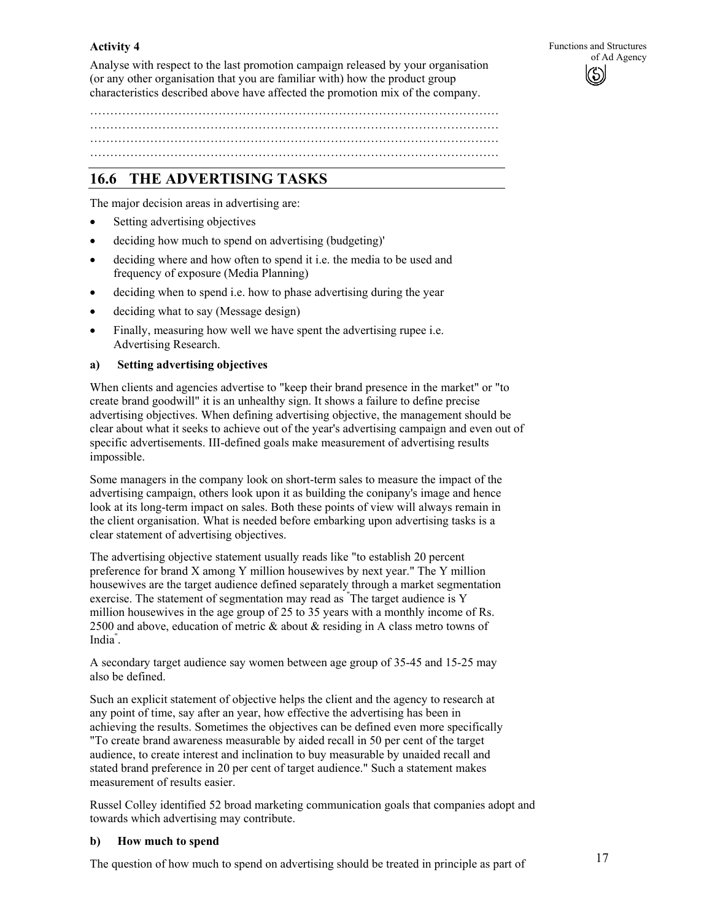**Activity 4**

Analyse with respect to the last promotion campaign released by your organisation (or any other organisation that you are familiar with) how the product group characteristics described above have affected the promotion mix of the company.

…………………………………………………………………………………………
…………………………………………………………………………………………
…………………………………………………………………………………………
…………………………………………………………………………………………

## 16.6 THE ADVERTISING TASKS

The major decision areas in advertising are:

- Setting advertising objectives
- deciding how much to spend on advertising (budgeting)'
- deciding where and how often to spend it i.e. the media to be used and frequency of exposure (Media Planning)
- deciding when to spend i.e. how to phase advertising during the year
- deciding what to say (Message design)
- Finally, measuring how well we have spent the advertising rupee i.e. Advertising Research.

**a) Setting advertising objectives**

When clients and agencies advertise to "keep their brand presence in the market" or "to create brand goodwill" it is an unhealthy sign. It shows a failure to define precise advertising objectives. When defining advertising objective, the management should be clear about what it seeks to achieve out of the year's advertising campaign and even out of specific advertisements. III-defined goals make measurement of advertising results impossible.

Some managers in the company look on short-term sales to measure the impact of the advertising campaign, others look upon it as building the conipany's image and hence look at its long-term impact on sales. Both these points of view will always remain in the client organisation. What is needed before embarking upon advertising tasks is a clear statement of advertising objectives.

The advertising objective statement usually reads like "to establish 20 percent preference for brand X among Y million housewives by next year." The Y million housewives are the target audience defined separately through a market segmentation exercise. The statement of segmentation may read as "The target audience is Y million housewives in the age group of 25 to 35 years with a monthly income of Rs. 2500 and above, education of metric & about & residing in A class metro towns of India".

A secondary target audience say women between age group of 35-45 and 15-25 may also be defined.

Such an explicit statement of objective helps the client and the agency to research at any point of time, say after an year, how effective the advertising has been in achieving the results. Sometimes the objectives can be defined even more specifically "To create brand awareness measurable by aided recall in 50 per cent of the target audience, to create interest and inclination to buy measurable by unaided recall and stated brand preference in 20 per cent of target audience." Such a statement makes measurement of results easier.

Russel Colley identified 52 broad marketing communication goals that companies adopt and towards which advertising may contribute.

**b) How much to spend**

The question of how much to spend on advertising should be treated in principle as part of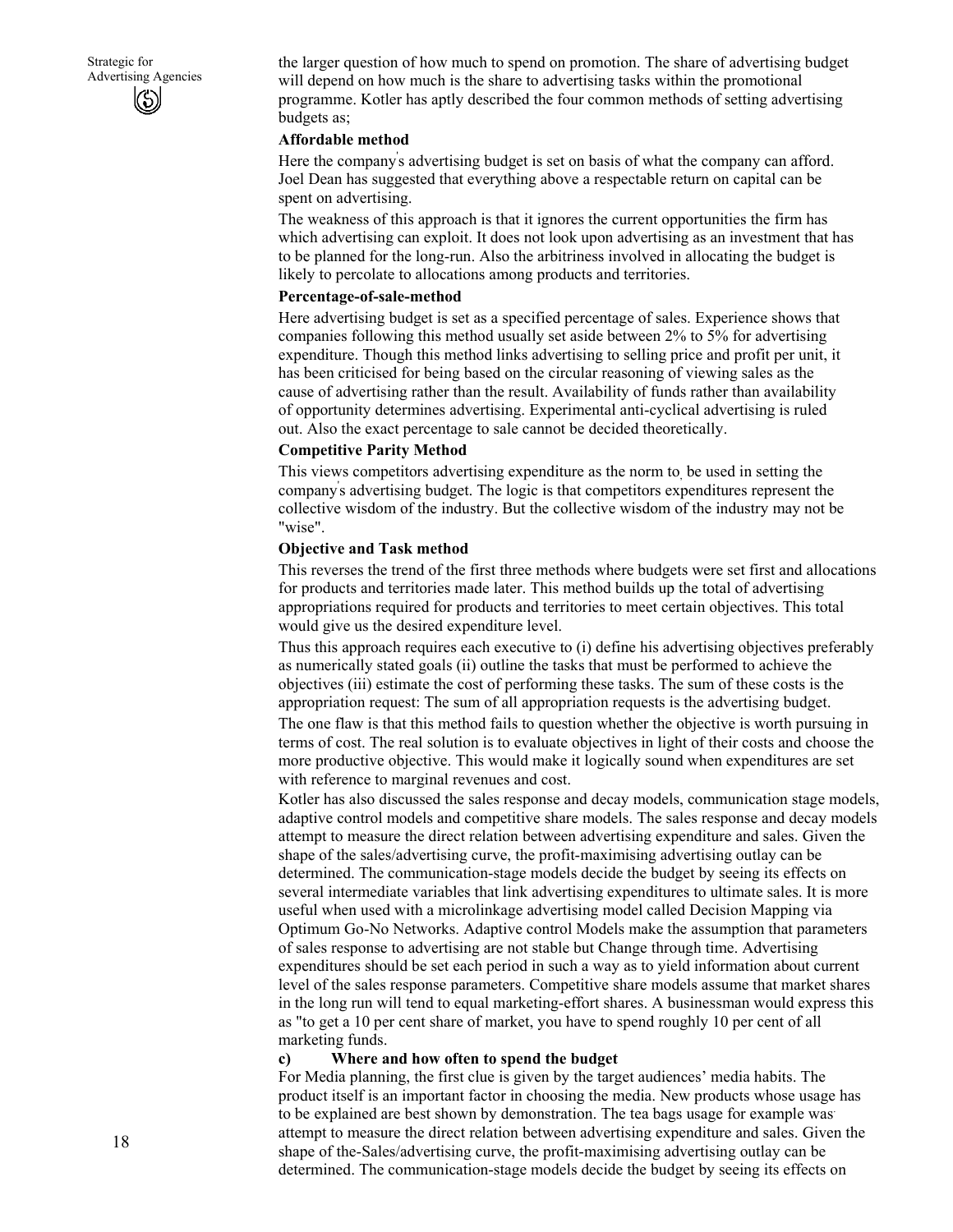the larger question of how much to spend on promotion. The share of advertising budget will depend on how much is the share to advertising tasks within the promotional programme. Kotler has aptly described the four common methods of setting advertising budgets as;

**Affordable method**

Here the company's advertising budget is set on basis of what the company can afford. Joel Dean has suggested that everything above a respectable return on capital can be spent on advertising.

The weakness of this approach is that it ignores the current opportunities the firm has which advertising can exploit. It does not look upon advertising as an investment that has to be planned for the long-run. Also the arbitriness involved in allocating the budget is likely to percolate to allocations among products and territories.

**Percentage-of-sale-method**

Here advertising budget is set as a specified percentage of sales. Experience shows that companies following this method usually set aside between 2% to 5% for advertising expenditure. Though this method links advertising to selling price and profit per unit, it has been criticised for being based on the circular reasoning of viewing sales as the cause of advertising rather than the result. Availability of funds rather than availability of opportunity determines advertising. Experimental anti-cyclical advertising is ruled out. Also the exact percentage to sale cannot be decided theoretically.

**Competitive Parity Method**

This views competitors advertising expenditure as the norm to, be used in setting the company's advertising budget. The logic is that competitors expenditures represent the collective wisdom of the industry. But the collective wisdom of the industry may not be "wise".

**Objective and Task method**

This reverses the trend of the first three methods where budgets were set first and allocations for products and territories made later. This method builds up the total of advertising appropriations required for products and territories to meet certain objectives. This total would give us the desired expenditure level.

Thus this approach requires each executive to (i) define his advertising objectives preferably as numerically stated goals (ii) outline the tasks that must be performed to achieve the objectives (iii) estimate the cost of performing these tasks. The sum of these costs is the appropriation request: The sum of all appropriation requests is the advertising budget.

The one flaw is that this method fails to question whether the objective is worth pursuing in terms of cost. The real solution is to evaluate objectives in light of their costs and choose the more productive objective. This would make it logically sound when expenditures are set with reference to marginal revenues and cost.

Kotler has also discussed the sales response and decay models, communication stage models, adaptive control models and competitive share models. The sales response and decay models attempt to measure the direct relation between advertising expenditure and sales. Given the shape of the sales/advertising curve, the profit-maximising advertising outlay can be determined. The communication-stage models decide the budget by seeing its effects on several intermediate variables that link advertising expenditures to ultimate sales. It is more useful when used with a microlinkage advertising model called Decision Mapping via Optimum Go-No Networks. Adaptive control Models make the assumption that parameters of sales response to advertising are not stable but Change through time. Advertising expenditures should be set each period in such a way as to yield information about current level of the sales response parameters. Competitive share models assume that market shares in the long run will tend to equal marketing-effort shares. A businessman would express this as "to get a 10 per cent share of market, you have to spend roughly 10 per cent of all marketing funds.

**c) Where and how often to spend the budget**

For Media planning, the first clue is given by the target audiences' media habits. The product itself is an important factor in choosing the media. New products whose usage has to be explained are best shown by demonstration. The tea bags usage for example was attempt to measure the direct relation between advertising expenditure and sales. Given the shape of the-Sales/advertising curve, the profit-maximising advertising outlay can be determined. The communication-stage models decide the budget by seeing its effects on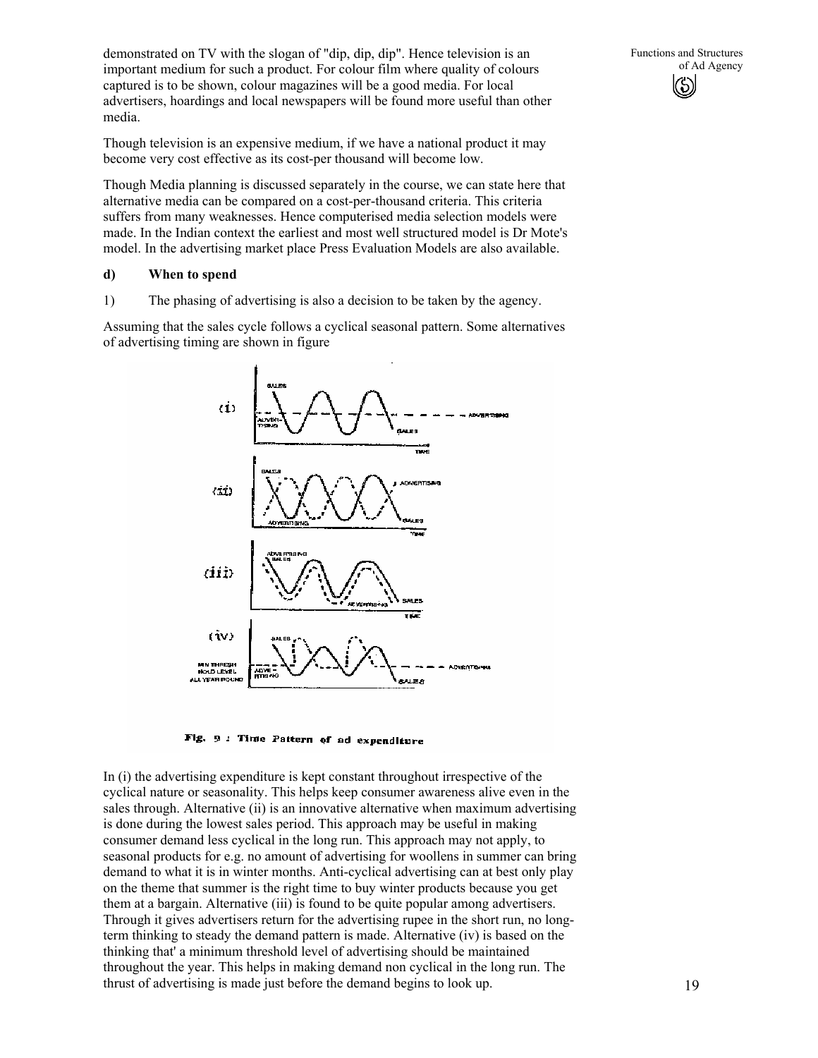demonstrated on TV with the slogan of "dip, dip, dip". Hence television is an important medium for such a product. For colour film where quality of colours captured is to be shown, colour magazines will be a good media. For local advertisers, hoardings and local newspapers will be found more useful than other media.

Though television is an expensive medium, if we have a national product it may become very cost effective as its cost-per thousand will become low.

Though Media planning is discussed separately in the course, we can state here that alternative media can be compared on a cost-per-thousand criteria. This criteria suffers from many weaknesses. Hence computerised media selection models were made. In the Indian context the earliest and most well structured model is Dr Mote's model. In the advertising market place Press Evaluation Models are also available.

**d) When to spend**

1) The phasing of advertising is also a decision to be taken by the agency.

Assuming that the sales cycle follows a cyclical seasonal pattern. Some alternatives of advertising timing are shown in figure

Fig. 9 : Time Pattern of ad expenditure

In (i) the advertising expenditure is kept constant throughout irrespective of the cyclical nature or seasonality. This helps keep consumer awareness alive even in the sales through. Alternative (ii) is an innovative alternative when maximum advertising is done during the lowest sales period. This approach may be useful in making consumer demand less cyclical in the long run. This approach may not apply, to seasonal products for e.g. no amount of advertising for woollens in summer can bring demand to what it is in winter months. Anti-cyclical advertising can at best only play on the theme that summer is the right time to buy winter products because you get them at a bargain. Alternative (iii) is found to be quite popular among advertisers. Through it gives advertisers return for the advertising rupee in the short run, no long-term thinking to steady the demand pattern is made. Alternative (iv) is based on the thinking that' a minimum threshold level of advertising should be maintained throughout the year. This helps in making demand non cyclical in the long run. The thrust of advertising is made just before the demand begins to look up.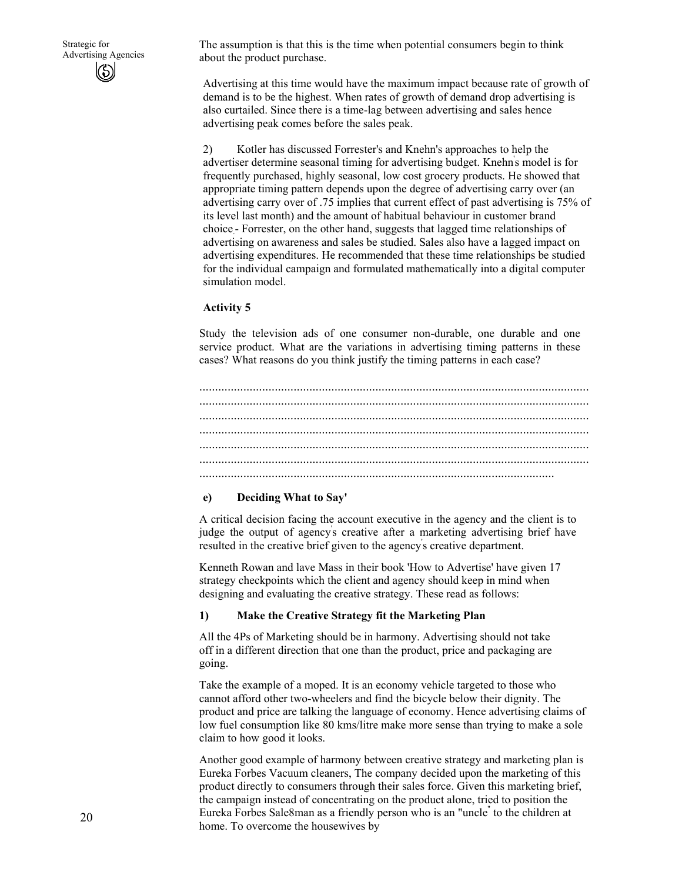The assumption is that this is the time when potential consumers begin to think about the product purchase.

Advertising at this time would have the maximum impact because rate of growth of demand is to be the highest. When rates of growth of demand drop advertising is also curtailed. Since there is a time-lag between advertising and sales hence advertising peak comes before the sales peak.

2) Kotler has discussed Forrester's and Knehn's approaches to help the advertiser determine seasonal timing for advertising budget. Knehn's model is for frequently purchased, highly seasonal, low cost grocery products. He showed that appropriate timing pattern depends upon the degree of advertising carry over (an advertising carry over of .75 implies that current effect of past advertising is 75% of its level last month) and the amount of habitual behaviour in customer brand choice.- Forrester, on the other hand, suggests that lagged time relationships of advertising on awareness and sales be studied. Sales also have a lagged impact on advertising expenditures. He recommended that these time relationships be studied for the individual campaign and formulated mathematically into a digital computer simulation model.

**Activity 5**

Study the television ads of one consumer non-durable, one durable and one service product. What are the variations in advertising timing patterns in these cases? What reasons do you think justify the timing patterns in each case?

..........................................................................................................................
..........................................................................................................................
..........................................................................................................................
..........................................................................................................................
..........................................................................................................................
..........................................................................................................................
..................................................................................................................

### e) Deciding What to Say'

A critical decision facing the account executive in the agency and the client is to judge the output of agency's creative after a marketing advertising brief have resulted in the creative brief given to the agency's creative department.

Kenneth Rowan and lave Mass in their book 'How to Advertise' have given 17 strategy checkpoints which the client and agency should keep in mind when designing and evaluating the creative strategy. These read as follows:

#### 1) Make the Creative Strategy fit the Marketing Plan

All the 4Ps of Marketing should be in harmony. Advertising should not take off in a different direction that one than the product, price and packaging are going.

Take the example of a moped. It is an economy vehicle targeted to those who cannot afford other two-wheelers and find the bicycle below their dignity. The product and price are talking the language of economy. Hence advertising claims of low fuel consumption like 80 kms/litre make more sense than trying to make a sole claim to how good it looks.

Another good example of harmony between creative strategy and marketing plan is Eureka Forbes Vacuum cleaners, The company decided upon the marketing of this product directly to consumers through their sales force. Given this marketing brief, the campaign instead of concentrating on the product alone, tried to position the Eureka Forbes Sale8man as a friendly person who is an "uncle" to the children at home. To overcome the housewives by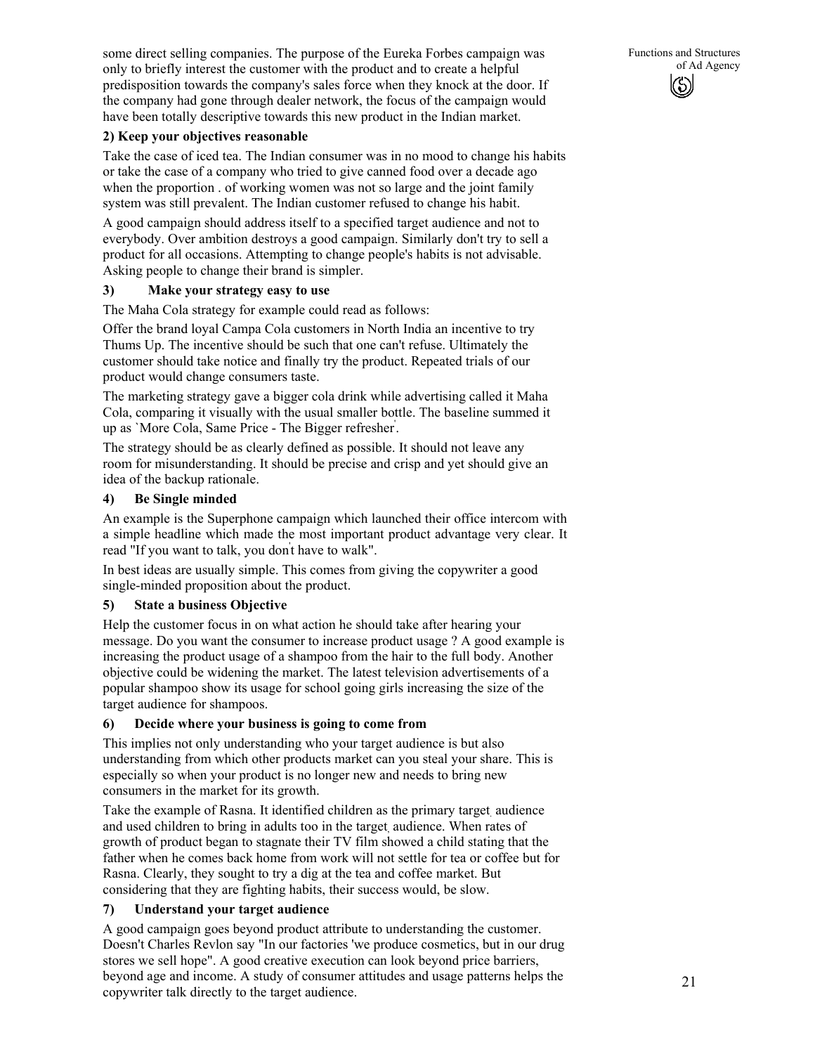some direct selling companies. The purpose of the Eureka Forbes campaign was only to briefly interest the customer with the product and to create a helpful predisposition towards the company's sales force when they knock at the door. If the company had gone through dealer network, the focus of the campaign would have been totally descriptive towards this new product in the Indian market.

**2) Keep your objectives reasonable**

Take the case of iced tea. The Indian consumer was in no mood to change his habits or take the case of a company who tried to give canned food over a decade ago when the proportion . of working women was not so large and the joint family system was still prevalent. The Indian customer refused to change his habit.

A good campaign should address itself to a specified target audience and not to everybody. Over ambition destroys a good campaign. Similarly don't try to sell a product for all occasions. Attempting to change people's habits is not advisable. Asking people to change their brand is simpler.

**3) Make your strategy easy to use**

The Maha Cola strategy for example could read as follows:

Offer the brand loyal Campa Cola customers in North India an incentive to try Thums Up. The incentive should be such that one can't refuse. Ultimately the customer should take notice and finally try the product. Repeated trials of our product would change consumers taste.

The marketing strategy gave a bigger cola drink while advertising called it Maha Cola, comparing it visually with the usual smaller bottle. The baseline summed it up as `More Cola, Same Price - The Bigger refresher'.

The strategy should be as clearly defined as possible. It should not leave any room for misunderstanding. It should be precise and crisp and yet should give an idea of the backup rationale.

**4) Be Single minded**

An example is the Superphone campaign which launched their office intercom with a simple headline which made the most important product advantage very clear. It read "If you want to talk, you don't have to walk".

In best ideas are usually simple. This comes from giving the copywriter a good single-minded proposition about the product.

**5) State a business Objective**

Help the customer focus in on what action he should take after hearing your message. Do you want the consumer to increase product usage ? A good example is increasing the product usage of a shampoo from the hair to the full body. Another objective could be widening the market. The latest television advertisements of a popular shampoo show its usage for school going girls increasing the size of the target audience for shampoos.

**6) Decide where your business is going to come from**

This implies not only understanding who your target audience is but also understanding from which other products market can you steal your share. This is especially so when your product is no longer new and needs to bring new consumers in the market for its growth.

Take the example of Rasna. It identified children as the primary target audience and used children to bring in adults too in the target audience. When rates of growth of product began to stagnate their TV film showed a child stating that the father when he comes back home from work will not settle for tea or coffee but for Rasna. Clearly, they sought to try a dig at the tea and coffee market. But considering that they are fighting habits, their success would, be slow.

**7) Understand your target audience**

A good campaign goes beyond product attribute to understanding the customer. Doesn't Charles Revlon say "In our factories 'we produce cosmetics, but in our drug stores we sell hope". A good creative execution can look beyond price barriers, beyond age and income. A study of consumer attitudes and usage patterns helps the copywriter talk directly to the target audience.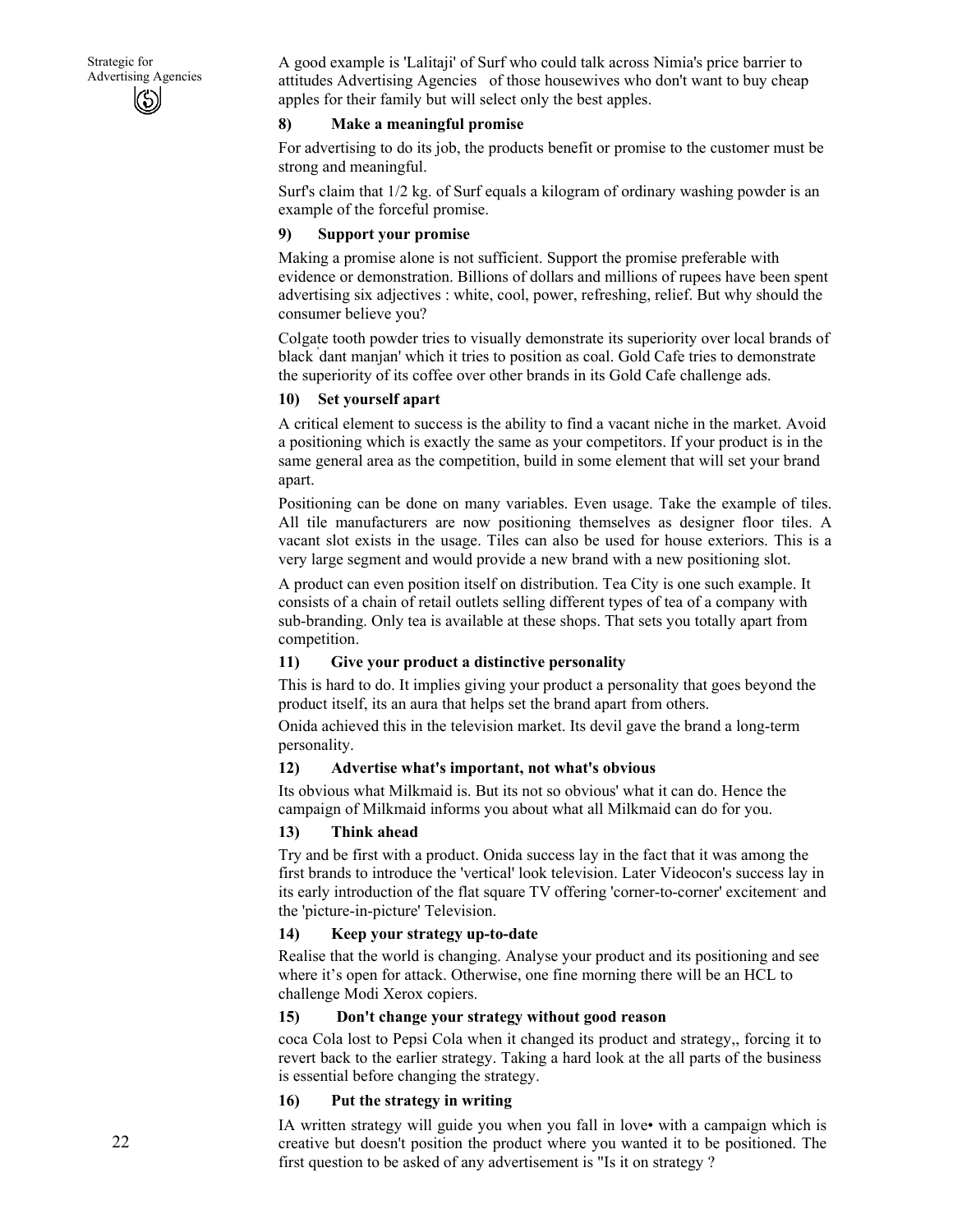A good example is 'Lalitaji' of Surf who could talk across Nimia's price barrier to attitudes Advertising Agencies of those housewives who don't want to buy cheap apples for their family but will select only the best apples.

**8) Make a meaningful promise**

For advertising to do its job, the products benefit or promise to the customer must be strong and meaningful.

Surf's claim that 1/2 kg. of Surf equals a kilogram of ordinary washing powder is an example of the forceful promise.

**9) Support your promise**

Making a promise alone is not sufficient. Support the promise preferable with evidence or demonstration. Billions of dollars and millions of rupees have been spent advertising six adjectives : white, cool, power, refreshing, relief. But why should the consumer believe you?

Colgate tooth powder tries to visually demonstrate its superiority over local brands of black 'dant manjan' which it tries to position as coal. Gold Cafe tries to demonstrate the superiority of its coffee over other brands in its Gold Cafe challenge ads.

**10) Set yourself apart**

A critical element to success is the ability to find a vacant niche in the market. Avoid a positioning which is exactly the same as your competitors. If your product is in the same general area as the competition, build in some element that will set your brand apart.

Positioning can be done on many variables. Even usage. Take the example of tiles. All tile manufacturers are now positioning themselves as designer floor tiles. A vacant slot exists in the usage. Tiles can also be used for house exteriors. This is a very large segment and would provide a new brand with a new positioning slot.

A product can even position itself on distribution. Tea City is one such example. It consists of a chain of retail outlets selling different types of tea of a company with sub-branding. Only tea is available at these shops. That sets you totally apart from competition.

**11) Give your product a distinctive personality**

This is hard to do. It implies giving your product a personality that goes beyond the product itself, its an aura that helps set the brand apart from others.

Onida achieved this in the television market. Its devil gave the brand a long-term personality.

**12) Advertise what's important, not what's obvious**

Its obvious what Milkmaid is. But its not so obvious' what it can do. Hence the campaign of Milkmaid informs you about what all Milkmaid can do for you.

**13) Think ahead**

Try and be first with a product. Onida success lay in the fact that it was among the first brands to introduce the 'vertical' look television. Later Videocon's success lay in its early introduction of the flat square TV offering 'corner-to-corner' excitement and the 'picture-in-picture' Television.

**14) Keep your strategy up-to-date**

Realise that the world is changing. Analyse your product and its positioning and see where it's open for attack. Otherwise, one fine morning there will be an HCL to challenge Modi Xerox copiers.

**15) Don't change your strategy without good reason**

coca Cola lost to Pepsi Cola when it changed its product and strategy,, forcing it to revert back to the earlier strategy. Taking a hard look at the all parts of the business is essential before changing the strategy.

**16) Put the strategy in writing**

IA written strategy will guide you when you fall in love• with a campaign which is creative but doesn't position the product where you wanted it to be positioned. The first question to be asked of any advertisement is "Is it on strategy ?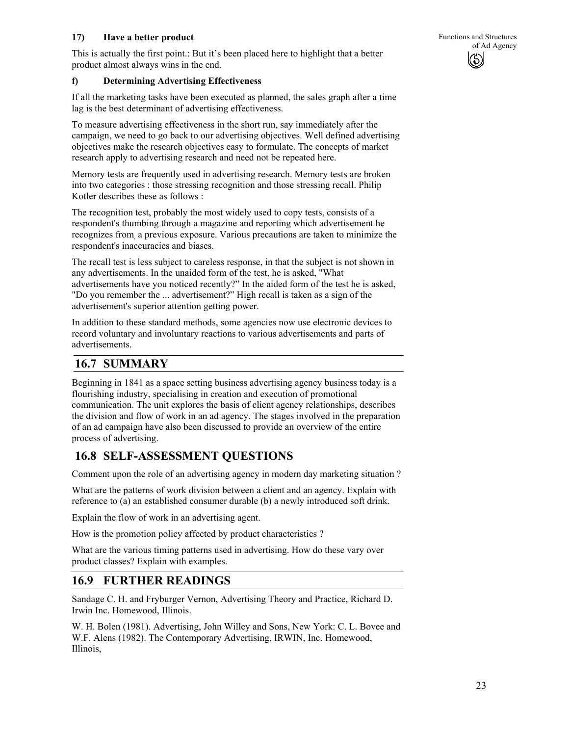**17) Have a better product**

This is actually the first point.: But it's been placed here to highlight that a better product almost always wins in the end.

**f) Determining Advertising Effectiveness**

If all the marketing tasks have been executed as planned, the sales graph after a time lag is the best determinant of advertising effectiveness.

To measure advertising effectiveness in the short run, say immediately after the campaign, we need to go back to our advertising objectives. Well defined advertising objectives make the research objectives easy to formulate. The concepts of market research apply to advertising research and need not be repeated here.

Memory tests are frequently used in advertising research. Memory tests are broken into two categories : those stressing recognition and those stressing recall. Philip Kotler describes these as follows :

The recognition test, probably the most widely used to copy tests, consists of a respondent's thumbing through a magazine and reporting which advertisement he recognizes from, a previous exposure. Various precautions are taken to minimize the respondent's inaccuracies and biases.

The recall test is less subject to careless response, in that the subject is not shown in any advertisements. In the unaided form of the test, he is asked, "What advertisements have you noticed recently?" In the aided form of the test he is asked, "Do you remember the ... advertisement?" High recall is taken as a sign of the advertisement's superior attention getting power.

In addition to these standard methods, some agencies now use electronic devices to record voluntary and involuntary reactions to various advertisements and parts of advertisements.

## 16.7 SUMMARY

Beginning in 1841 as a space setting business advertising agency business today is a flourishing industry, specialising in creation and execution of promotional communication. The unit explores the basis of client agency relationships, describes the division and flow of work in an ad agency. The stages involved in the preparation of an ad campaign have also been discussed to provide an overview of the entire process of advertising.

## 16.8 SELF-ASSESSMENT QUESTIONS

Comment upon the role of an advertising agency in modern day marketing situation ?

What are the patterns of work division between a client and an agency. Explain with reference to (a) an established consumer durable (b) a newly introduced soft drink.

Explain the flow of work in an advertising agent.

How is the promotion policy affected by product characteristics ?

What are the various timing patterns used in advertising. How do these vary over product classes? Explain with examples.

## 16.9 FURTHER READINGS

Sandage C. H. and Fryburger Vernon, Advertising Theory and Practice, Richard D. Irwin Inc. Homewood, Illinois.

W. H. Bolen (1981). Advertising, John Willey and Sons, New York: C. L. Bovee and W.F. Alens (1982). The Contemporary Advertising, IRWIN, Inc. Homewood, Illinois,